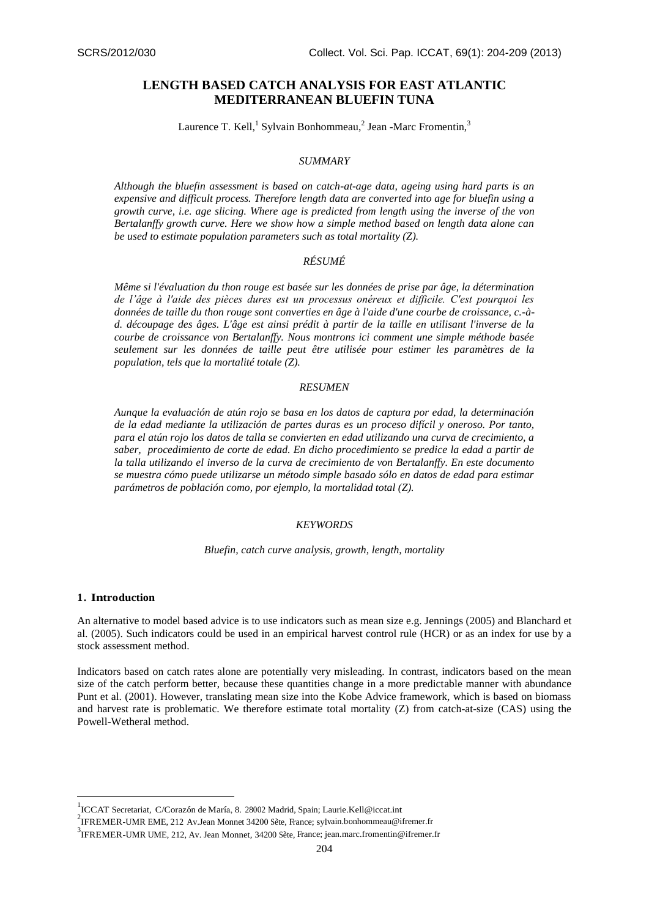SCRS/2012/030

# LENGTH BASED CATCH ANALYSIS FOR EAST ATLANTIC MEDITERRANEAN BLUEFIN TUNA

Laurence T. Kell,[1] Sylvain Bonhommeau,[2] Jean -Marc Fromentin,[3]

## *SUMMARY*

*Although the bluefin assessment is based on catch-at-age data, ageing using hard parts is an expensive and difficult process. Therefore length data are converted into age for bluefin using a growth curve, i.e. age slicing. Where age is predicted from length using the inverse of the von Bertalanffy growth curve. Here we show how a simple method based on length data alone can be used to estimate population parameters such as total mortality (Z).*

## *RÉSUMÉ*

*Même si l'évaluation du thon rouge est basée sur les données de prise par âge, la détermination de l'âge à l'aide des pièces dures est un processus onéreux et difficile. C'est pourquoi les données de taille du thon rouge sont converties en âge à l'aide d'une courbe de croissance, c.-à-d. découpage des âges. L'âge est ainsi prédit à partir de la taille en utilisant l'inverse de la courbe de croissance von Bertalanffy. Nous montrons ici comment une simple méthode basée seulement sur les données de taille peut être utilisée pour estimer les paramètres de la population, tels que la mortalité totale (Z).*

## *RESUMEN*

*Aunque la evaluación de atún rojo se basa en los datos de captura por edad, la determinación de la edad mediante la utilización de partes duras es un proceso difícil y oneroso. Por tanto, para el atún rojo los datos de talla se convierten en edad utilizando una curva de crecimiento, a saber, procedimiento de corte de edad. En dicho procedimiento se predice la edad a partir de la talla utilizando el inverso de la curva de crecimiento de von Bertalanffy. En este documento se muestra cómo puede utilizarse un método simple basado sólo en datos de edad para estimar parámetros de población como, por ejemplo, la mortalidad total (Z).*

## *KEYWORDS*

*Bluefin, catch curve analysis, growth, length, mortality*

## 1. Introduction

An alternative to model based advice is to use indicators such as mean size e.g. Jennings (2005) and Blanchard et al. (2005). Such indicators could be used in an empirical harvest control rule (HCR) or as an index for use by a stock assessment method.

Indicators based on catch rates alone are potentially very misleading. In contrast, indicators based on the mean size of the catch perform better, because these quantities change in a more predictable manner with abundance Punt et al. (2001). However, translating mean size into the Kobe Advice framework, which is based on biomass and harvest rate is problematic. We therefore estimate total mortality (Z) from catch-at-size (CAS) using the Powell-Wetheral method.

---

[1] ICCAT Secretariat, C/Corazón de María, 8. 28002 Madrid, Spain; Laurie.Kell@iccat.int

[2] IFREMER-UMR EME, 212 Av.Jean Monnet 34200 Sête, France; sylvain.bonhommeau@ifremer.fr

[3] IFREMER-UMR UME, 212, Av. Jean Monnet, 34200 Sête, France; jean.marc.fromentin@ifremer.fr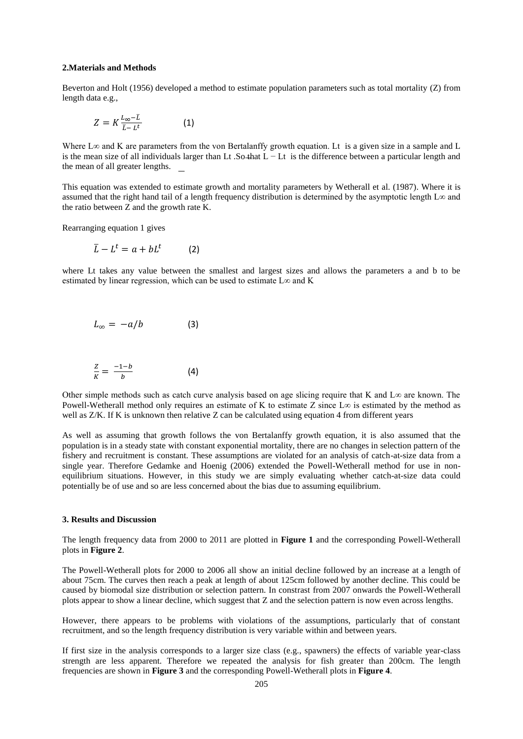## 2.Materials and Methods

Beverton and Holt (1956) developed a method to estimate population parameters such as total mortality (Z) from length data e.g.,

$$Z = K\frac{L_{\infty}-\bar{L}}{\bar{L}-L^{t}} \qquad (1)$$

Where $L_\infty$ and K are parameters from the von Bertalanffy growth equation. Lt is a given size in a sample and L is the mean size of all individuals larger than Lt .So that L − Lt is the difference between a particular length and the mean of all greater lengths.

This equation was extended to estimate growth and mortality parameters by Wetherall et al. (1987). Where it is assumed that the right hand tail of a length frequency distribution is determined by the asymptotic length $L_\infty$ and the ratio between Z and the growth rate K.

Rearranging equation 1 gives

$$\bar{L} - L^{t} = a + bL^{t} \qquad (2)$$

where Lt takes any value between the smallest and largest sizes and allows the parameters a and b to be estimated by linear regression, which can be used to estimate $L_\infty$ and K

$$L_{\infty} = -a/b \qquad (3)$$

$$\frac{Z}{K} = \frac{-1-b}{b} \qquad (4)$$

Other simple methods such as catch curve analysis based on age slicing require that K and $L_\infty$ are known. The Powell-Wetherall method only requires an estimate of K to estimate Z since $L_\infty$ is estimated by the method as well as Z/K. If K is unknown then relative Z can be calculated using equation 4 from different years

As well as assuming that growth follows the von Bertalanffy growth equation, it is also assumed that the population is in a steady state with constant exponential mortality, there are no changes in selection pattern of the fishery and recruitment is constant. These assumptions are violated for an analysis of catch-at-size data from a single year. Therefore Gedamke and Hoenig (2006) extended the Powell-Wetherall method for use in non-equilibrium situations. However, in this study we are simply evaluating whether catch-at-size data could potentially be of use and so are less concerned about the bias due to assuming equilibrium.

## 3. Results and Discussion

The length frequency data from 2000 to 2011 are plotted in **Figure 1** and the corresponding Powell-Wetherall plots in **Figure 2**.

The Powell-Wetherall plots for 2000 to 2006 all show an initial decline followed by an increase at a length of about 75cm. The curves then reach a peak at length of about 125cm followed by another decline. This could be caused by biomodal size distribution or selection pattern. In constrast from 2007 onwards the Powell-Wetherall plots appear to show a linear decline, which suggest that Z and the selection pattern is now even across lengths.

However, there appears to be problems with violations of the assumptions, particularly that of constant recruitment, and so the length frequency distribution is very variable within and between years.

If first size in the analysis corresponds to a larger size class (e.g., spawners) the effects of variable year-class strength are less apparent. Therefore we repeated the analysis for fish greater than 200cm. The length frequencies are shown in **Figure 3** and the corresponding Powell-Wetherall plots in **Figure 4**.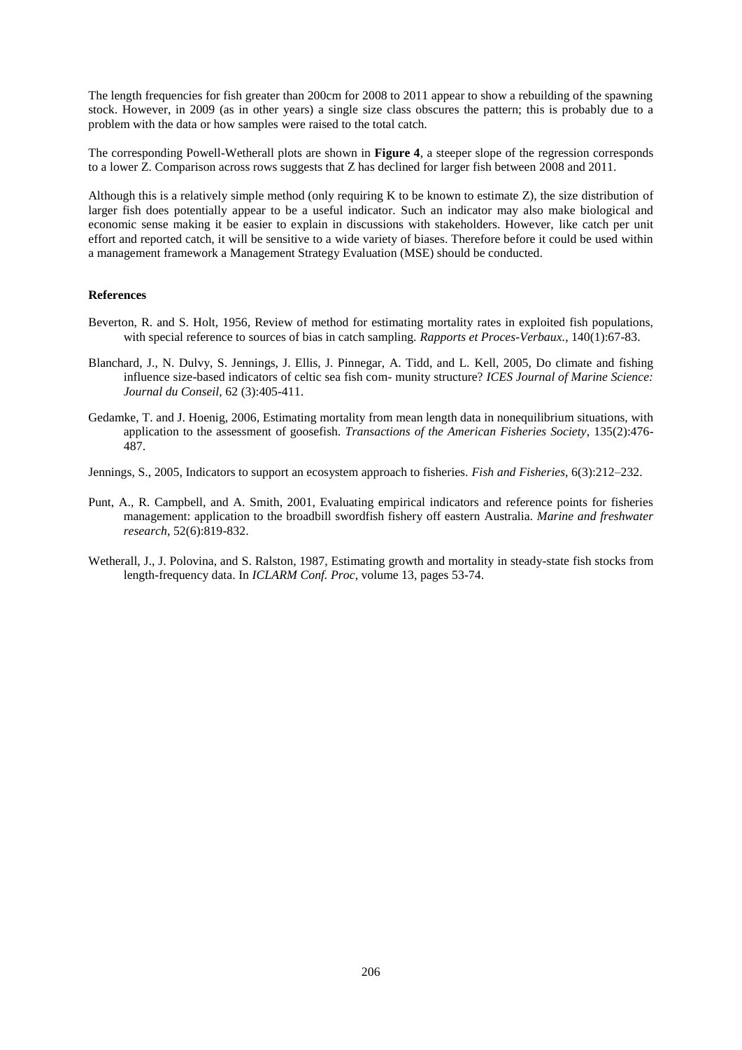The length frequencies for fish greater than 200cm for 2008 to 2011 appear to show a rebuilding of the spawning stock. However, in 2009 (as in other years) a single size class obscures the pattern; this is probably due to a problem with the data or how samples were raised to the total catch.

The corresponding Powell-Wetherall plots are shown in **Figure 4**, a steeper slope of the regression corresponds to a lower Z. Comparison across rows suggests that Z has declined for larger fish between 2008 and 2011.

Although this is a relatively simple method (only requiring K to be known to estimate Z), the size distribution of larger fish does potentially appear to be a useful indicator. Such an indicator may also make biological and economic sense making it be easier to explain in discussions with stakeholders. However, like catch per unit effort and reported catch, it will be sensitive to a wide variety of biases. Therefore before it could be used within a management framework a Management Strategy Evaluation (MSE) should be conducted.

**References**

Beverton, R. and S. Holt, 1956, Review of method for estimating mortality rates in exploited fish populations, with special reference to sources of bias in catch sampling. *Rapports et Proces-Verbaux.*, 140(1):67-83.

Blanchard, J., N. Dulvy, S. Jennings, J. Ellis, J. Pinnegar, A. Tidd, and L. Kell, 2005, Do climate and fishing influence size-based indicators of celtic sea fish com- munity structure? *ICES Journal of Marine Science: Journal du Conseil*, 62 (3):405-411.

Gedamke, T. and J. Hoenig, 2006, Estimating mortality from mean length data in nonequilibrium situations, with application to the assessment of goosefish. *Transactions of the American Fisheries Society*, 135(2):476-487.

Jennings, S., 2005, Indicators to support an ecosystem approach to fisheries. *Fish and Fisheries*, 6(3):212–232.

Punt, A., R. Campbell, and A. Smith, 2001, Evaluating empirical indicators and reference points for fisheries management: application to the broadbill swordfish fishery off eastern Australia. *Marine and freshwater research*, 52(6):819-832.

Wetherall, J., J. Polovina, and S. Ralston, 1987, Estimating growth and mortality in steady-state fish stocks from length-frequency data. In *ICLARM Conf. Proc*, volume 13, pages 53-74.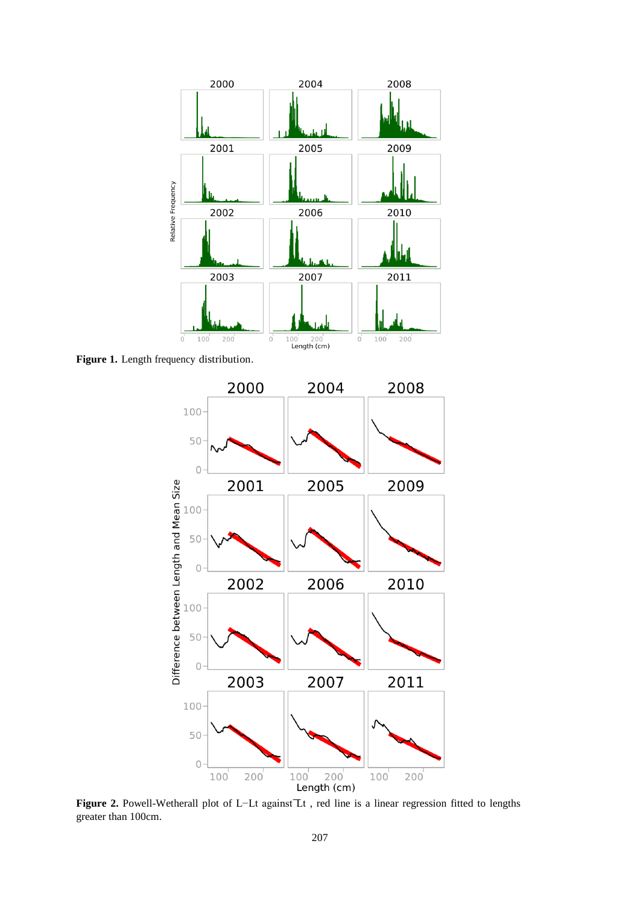**Figure 1.** Length frequency distribution.

**Figure 2.** Powell-Wetherall plot of $L-\bar{L}t$ against $\bar{L}t$ , red line is a linear regression fitted to lengths greater than 100cm.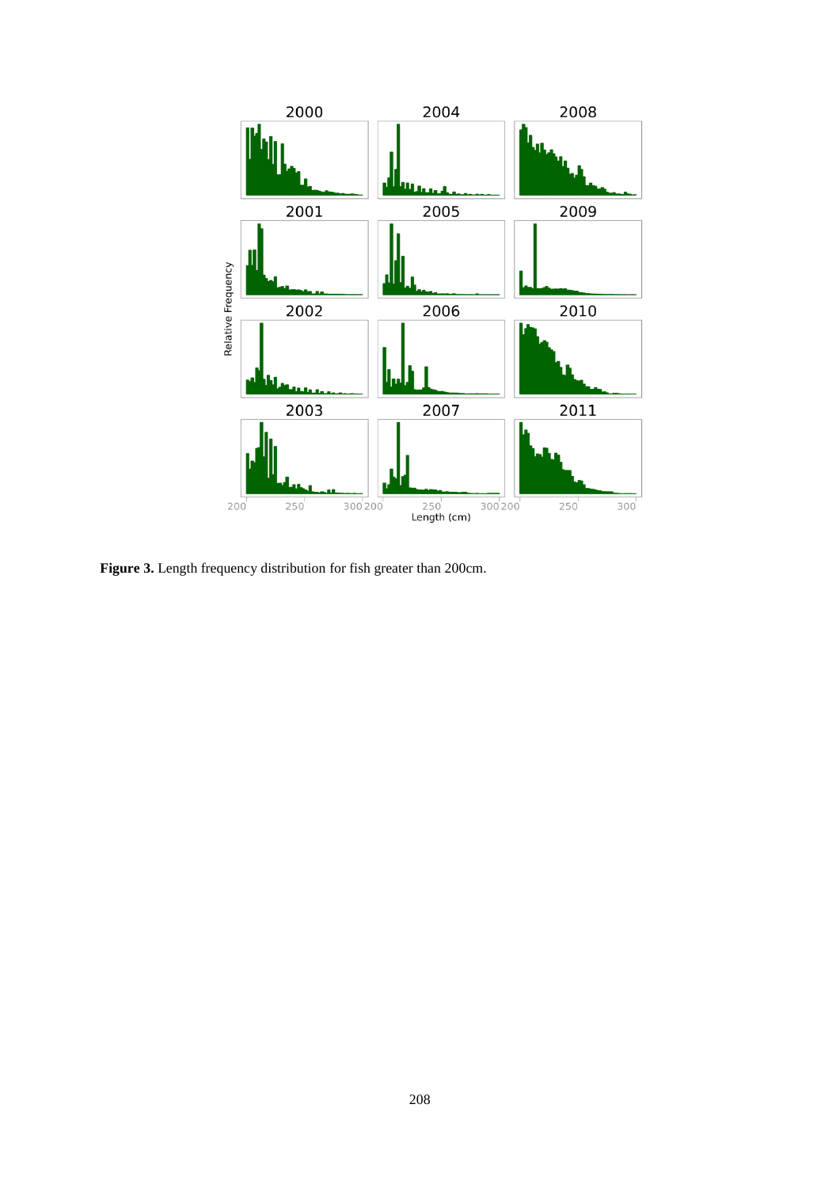**Figure 3.** Length frequency distribution for fish greater than 200cm.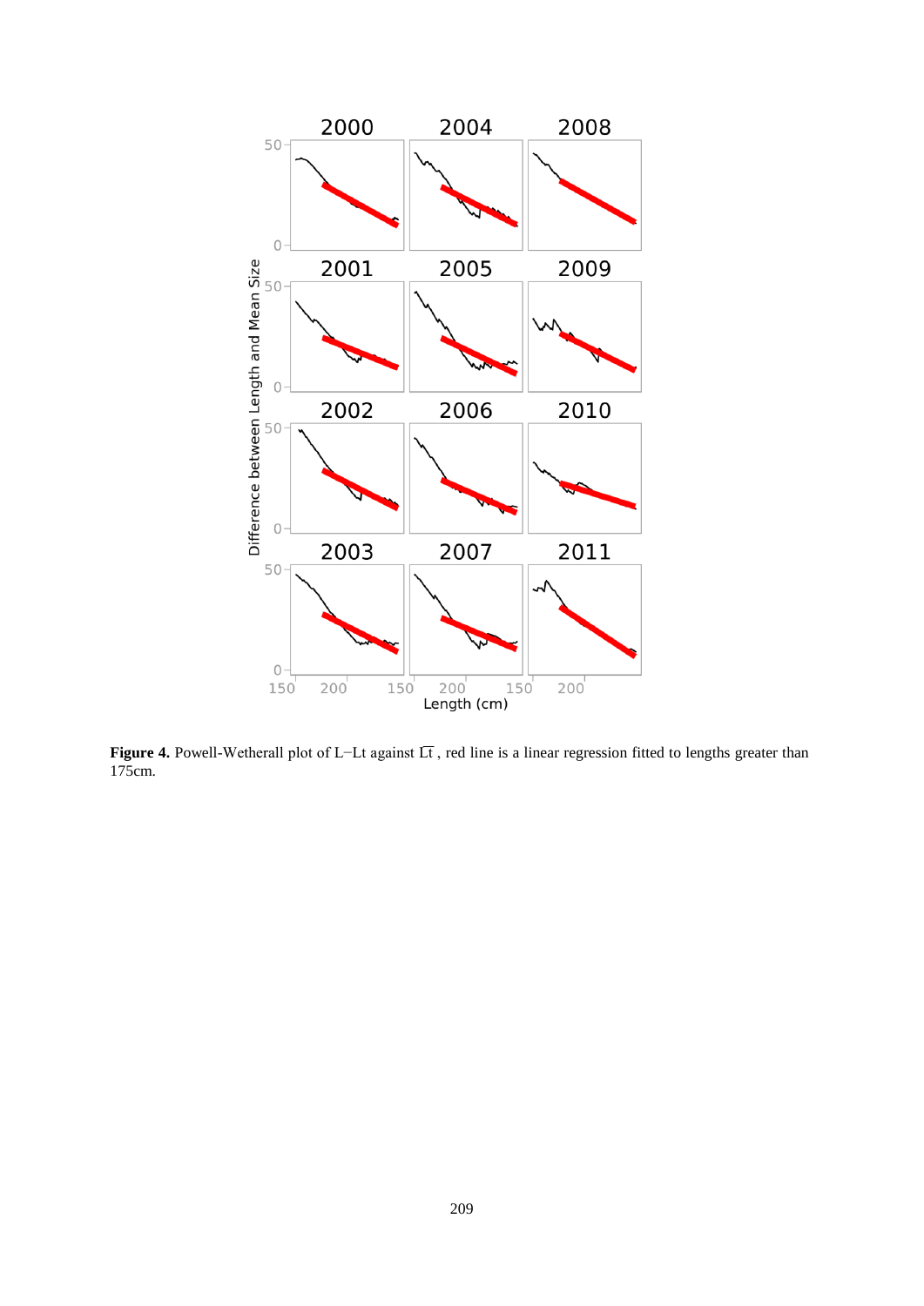2000

2004

2008

2001

2005

2009

2002

2006

2010

2003

2007

2011

50

0

Difference between Length and Mean Size

150 200 150 200 150 200

Length (cm)

**Figure 4.** Powell-Wetherall plot of L−Lt against $\overline{Lt}$ , red line is a linear regression fitted to lengths greater than 175cm.